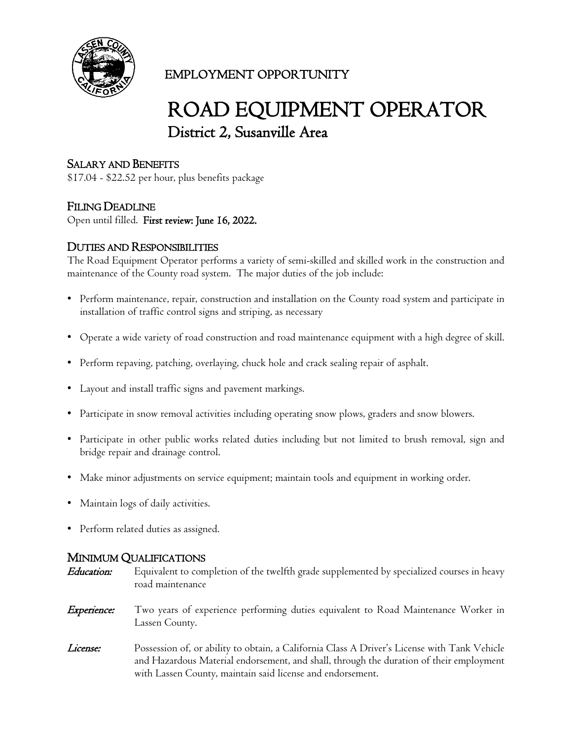EMPLOYMENT OPPORTUNITY

# ROAD EQUIPMENT OPERATOR

## District 2, Susanville Area

### SALARY AND BENEFITS

$17.04 - $22.52 per hour, plus benefits package

### FILING DEADLINE

Open until filled. **First review: June 16, 2022.**

### DUTIES AND RESPONSIBILITIES

The Road Equipment Operator performs a variety of semi-skilled and skilled work in the construction and maintenance of the County road system. The major duties of the job include:

- Perform maintenance, repair, construction and installation on the County road system and participate in installation of traffic control signs and striping, as necessary
- Operate a wide variety of road construction and road maintenance equipment with a high degree of skill.
- Perform repaving, patching, overlaying, chuck hole and crack sealing repair of asphalt.
- Layout and install traffic signs and pavement markings.
- Participate in snow removal activities including operating snow plows, graders and snow blowers.
- Participate in other public works related duties including but not limited to brush removal, sign and bridge repair and drainage control.
- Make minor adjustments on service equipment; maintain tools and equipment in working order.
- Maintain logs of daily activities.
- Perform related duties as assigned.

### MINIMUM QUALIFICATIONS

*Education:* Equivalent to completion of the twelfth grade supplemented by specialized courses in heavy road maintenance

*Experience:* Two years of experience performing duties equivalent to Road Maintenance Worker in Lassen County.

*License:* Possession of, or ability to obtain, a California Class A Driver's License with Tank Vehicle and Hazardous Material endorsement, and shall, through the duration of their employment with Lassen County, maintain said license and endorsement.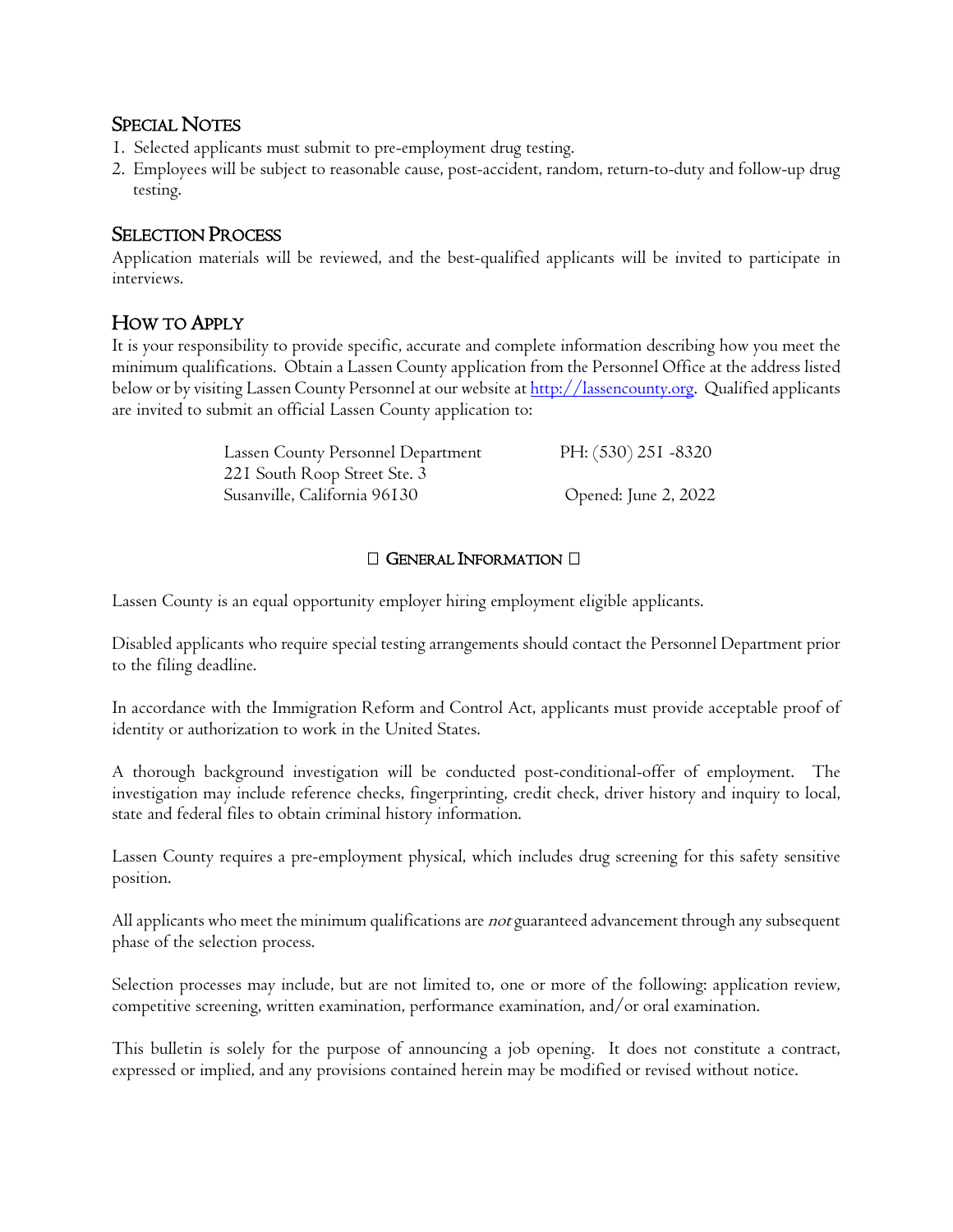## SPECIAL NOTES

1. Selected applicants must submit to pre-employment drug testing.
2. Employees will be subject to reasonable cause, post-accident, random, return-to-duty and follow-up drug testing.

## SELECTION PROCESS

Application materials will be reviewed, and the best-qualified applicants will be invited to participate in interviews.

## HOW TO APPLY

It is your responsibility to provide specific, accurate and complete information describing how you meet the minimum qualifications. Obtain a Lassen County application from the Personnel Office at the address listed below or by visiting Lassen County Personnel at our website at [http://lassencounty.org](http://lassencounty.org). Qualified applicants are invited to submit an official Lassen County application to:

Lassen County Personnel Department
221 South Roop Street Ste. 3
Susanville, California 96130

PH: (530) 251 -8320

Opened: June 2, 2022

## GENERAL INFORMATION

Lassen County is an equal opportunity employer hiring employment eligible applicants.

Disabled applicants who require special testing arrangements should contact the Personnel Department prior to the filing deadline.

In accordance with the Immigration Reform and Control Act, applicants must provide acceptable proof of identity or authorization to work in the United States.

A thorough background investigation will be conducted post-conditional-offer of employment. The investigation may include reference checks, fingerprinting, credit check, driver history and inquiry to local, state and federal files to obtain criminal history information.

Lassen County requires a pre-employment physical, which includes drug screening for this safety sensitive position.

All applicants who meet the minimum qualifications are *not* guaranteed advancement through any subsequent phase of the selection process.

Selection processes may include, but are not limited to, one or more of the following: application review, competitive screening, written examination, performance examination, and/or oral examination.

This bulletin is solely for the purpose of announcing a job opening. It does not constitute a contract, expressed or implied, and any provisions contained herein may be modified or revised without notice.